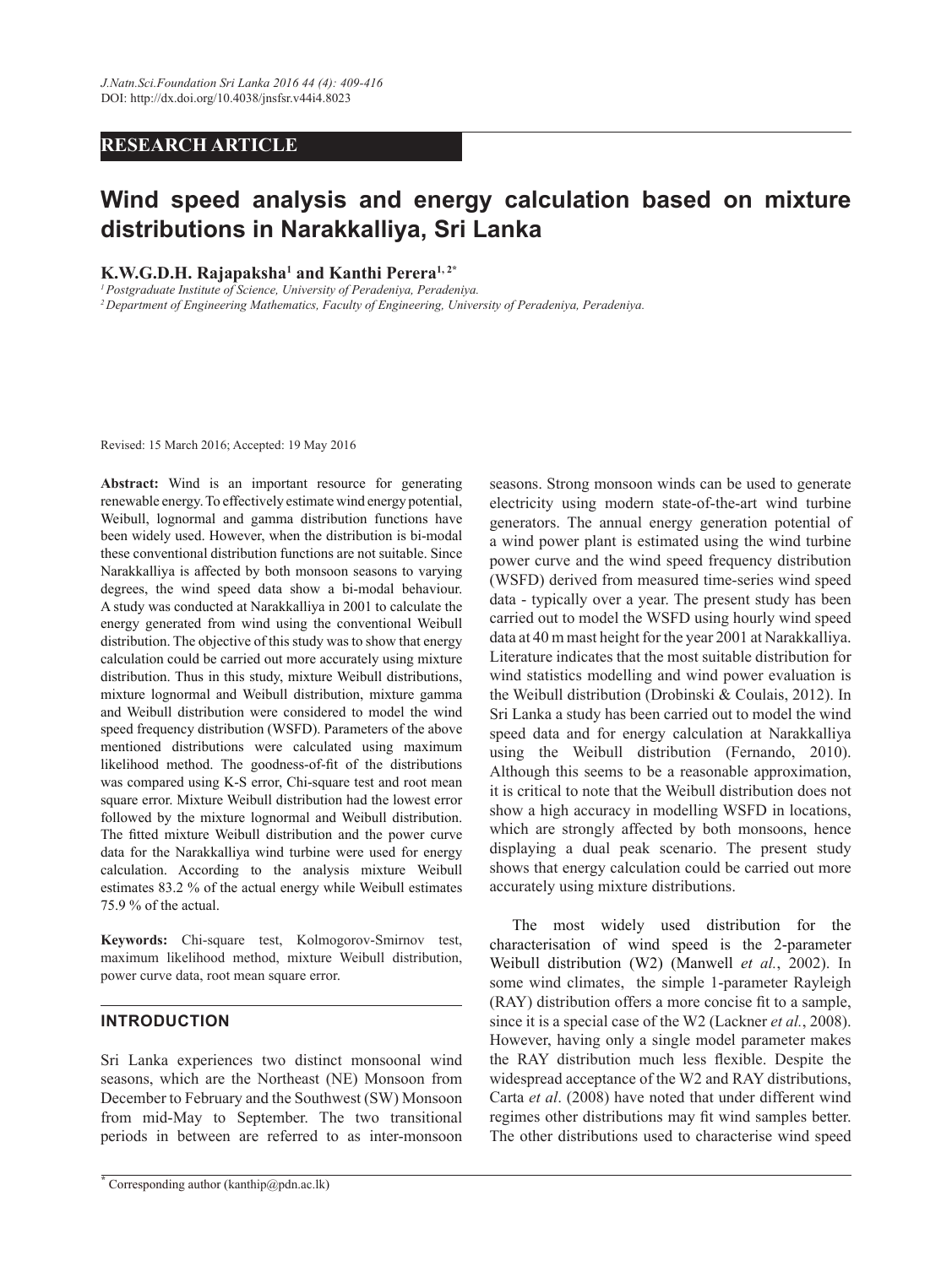RESEARCH ARTICLE

# Wind speed analysis and energy calculation based on mixture distributions in Narakkalliya, Sri Lanka

**K.W.G.D.H. Rajapaksha[1] and Kanthi Perera[1, 2*]**

[1] *Postgraduate Institute of Science, University of Peradeniya, Peradeniya.*
[2] *Department of Engineering Mathematics, Faculty of Engineering, University of Peradeniya, Peradeniya.*

Revised: 15 March 2016; Accepted: 19 May 2016

**Abstract:** Wind is an important resource for generating renewable energy. To effectively estimate wind energy potential, Weibull, lognormal and gamma distribution functions have been widely used. However, when the distribution is bi-modal these conventional distribution functions are not suitable. Since Narakkalliya is affected by both monsoon seasons to varying degrees, the wind speed data show a bi-modal behaviour. A study was conducted at Narakkalliya in 2001 to calculate the energy generated from wind using the conventional Weibull distribution. The objective of this study was to show that energy calculation could be carried out more accurately using mixture distribution. Thus in this study, mixture Weibull distributions, mixture lognormal and Weibull distribution, mixture gamma and Weibull distribution were considered to model the wind speed frequency distribution (WSFD). Parameters of the above mentioned distributions were calculated using maximum likelihood method. The goodness-of-fit of the distributions was compared using K-S error, Chi-square test and root mean square error. Mixture Weibull distribution had the lowest error followed by the mixture lognormal and Weibull distribution. The fitted mixture Weibull distribution and the power curve data for the Narakkalliya wind turbine were used for energy calculation. According to the analysis mixture Weibull estimates 83.2 % of the actual energy while Weibull estimates 75.9 % of the actual.

**Keywords:** Chi-square test, Kolmogorov-Smirnov test, maximum likelihood method, mixture Weibull distribution, power curve data, root mean square error.

## INTRODUCTION

Sri Lanka experiences two distinct monsoonal wind seasons, which are the Northeast (NE) Monsoon from December to February and the Southwest (SW) Monsoon from mid-May to September. The two transitional periods in between are referred to as inter-monsoon seasons. Strong monsoon winds can be used to generate electricity using modern state-of-the-art wind turbine generators. The annual energy generation potential of a wind power plant is estimated using the wind turbine power curve and the wind speed frequency distribution (WSFD) derived from measured time-series wind speed data - typically over a year. The present study has been carried out to model the WSFD using hourly wind speed data at 40 m mast height for the year 2001 at Narakkalliya. Literature indicates that the most suitable distribution for wind statistics modelling and wind power evaluation is the Weibull distribution (Drobinski & Coulais, 2012). In Sri Lanka a study has been carried out to model the wind speed data and for energy calculation at Narakkalliya using the Weibull distribution (Fernando, 2010). Although this seems to be a reasonable approximation, it is critical to note that the Weibull distribution does not show a high accuracy in modelling WSFD in locations, which are strongly affected by both monsoons, hence displaying a dual peak scenario. The present study shows that energy calculation could be carried out more accurately using mixture distributions.

The most widely used distribution for the characterisation of wind speed is the 2-parameter Weibull distribution (W2) (Manwell *et al.*, 2002). In some wind climates, the simple 1-parameter Rayleigh (RAY) distribution offers a more concise fit to a sample, since it is a special case of the W2 (Lackner *et al.*, 2008). However, having only a single model parameter makes the RAY distribution much less flexible. Despite the widespread acceptance of the W2 and RAY distributions, Carta *et al*. (2008) have noted that under different wind regimes other distributions may fit wind samples better. The other distributions used to characterise wind speed

* Corresponding author (kanthip@pdn.ac.lk)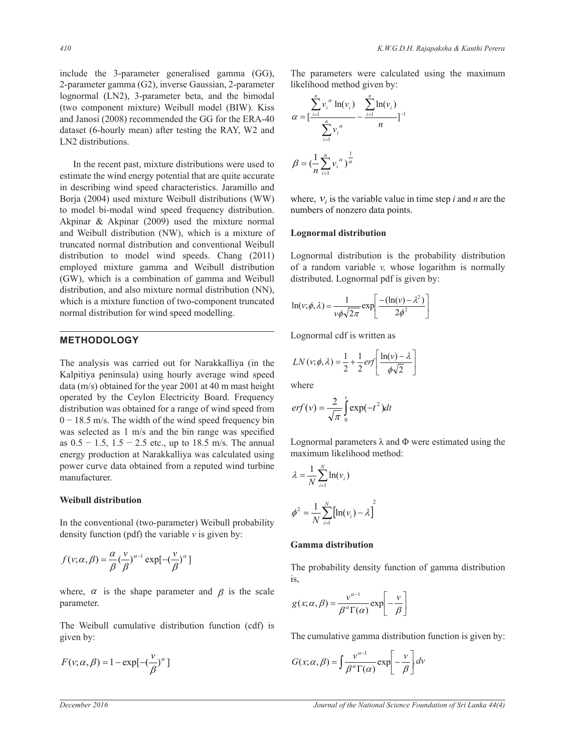include the 3-parameter generalised gamma (GG), 2-parameter gamma (G2), inverse Gaussian, 2-parameter lognormal (LN2), 3-parameter beta, and the bimodal (two component mixture) Weibull model (BIW). Kiss and Janosi (2008) recommended the GG for the ERA-40 dataset (6-hourly mean) after testing the RAY, W2 and LN2 distributions.

In the recent past, mixture distributions were used to estimate the wind energy potential that are quite accurate in describing wind speed characteristics. Jaramillo and Borja (2004) used mixture Weibull distributions (WW) to model bi-modal wind speed frequency distribution. Akpinar & Akpinar (2009) used the mixture normal and Weibull distribution (NW), which is a mixture of truncated normal distribution and conventional Weibull distribution to model wind speeds. Chang (2011) employed mixture gamma and Weibull distribution (GW), which is a combination of gamma and Weibull distribution, and also mixture normal distribution (NN), which is a mixture function of two-component truncated normal distribution for wind speed modelling.

## METHODOLOGY

The analysis was carried out for Narakkalliya (in the Kalpitiya peninsula) using hourly average wind speed data (m/s) obtained for the year 2001 at 40 m mast height operated by the Ceylon Electricity Board. Frequency distribution was obtained for a range of wind speed from 0 − 18.5 m/s. The width of the wind speed frequency bin was selected as 1 m/s and the bin range was specified as 0.5 − 1.5, 1.5 − 2.5 etc., up to 18.5 m/s. The annual energy production at Narakkalliya was calculated using power curve data obtained from a reputed wind turbine manufacturer.

### Weibull distribution

In the conventional (two-parameter) Weibull probability density function (pdf) the variable $v$ is given by:

$$f(v;\alpha,\beta) = \frac{\alpha}{\beta}\left(\frac{v}{\beta}\right)^{\alpha-1}\exp\left[-\left(\frac{v}{\beta}\right)^{\alpha}\right]$$

where, $\alpha$ is the shape parameter and $\beta$ is the scale parameter.

The Weibull cumulative distribution function (cdf) is given by:

$$F(v;\alpha,\beta) = 1-\exp\left[-\left(\frac{v}{\beta}\right)^{\alpha}\right]$$

The parameters were calculated using the maximum likelihood method given by:

$$\alpha = \left[\frac{\sum_{i=1}^{n} v_i^{\alpha}\ln(v_i)}{\sum_{i=1}^{n} v_i^{\alpha}} - \frac{\sum_{i=1}^{n}\ln(v_i)}{n}\right]^{-1}$$

$$\beta = \left(\frac{1}{n}\sum_{i=1}^{n} v_i^{\alpha}\right)^{\frac{1}{\alpha}}$$

where, $v_i$ is the variable value in time step $i$ and $n$ are the numbers of nonzero data points.

### Lognormal distribution

Lognormal distribution is the probability distribution of a random variable $v$, whose logarithm is normally distributed. Lognormal pdf is given by:

$$\ln(v;\phi,\lambda) = \frac{1}{v\phi\sqrt{2\pi}}\exp\left[\frac{-(\ln(v)-\lambda^2)}{2\phi^2}\right]$$

Lognormal cdf is written as

$$LN(v;\phi,\lambda) = \frac{1}{2}+\frac{1}{2}erf\left[\frac{\ln(v)-\lambda}{\phi\sqrt{2}}\right]$$

where

$$erf(v) = \frac{2}{\sqrt{\pi}}\int_0^{v}\exp(-t^2)dt$$

Lognormal parameters λ and Φ were estimated using the maximum likelihood method:

$$\lambda = \frac{1}{N}\sum_{i=1}^{N}\ln(v_i)$$

$$\phi^2 = \frac{1}{N}\sum_{i=1}^{N}\left[\ln(v_i)-\lambda\right]^2$$

### Gamma distribution

The probability density function of gamma distribution is,

$$g(x;\alpha,\beta) = \frac{v^{\alpha-1}}{\beta^{\alpha}\Gamma(\alpha)}\exp\left[-\frac{v}{\beta}\right]$$

The cumulative gamma distribution function is given by:

$$G(x;\alpha,\beta) = \int\frac{v^{\alpha-1}}{\beta^{\alpha}\Gamma(\alpha)}\exp\left[-\frac{v}{\beta}\right]dv$$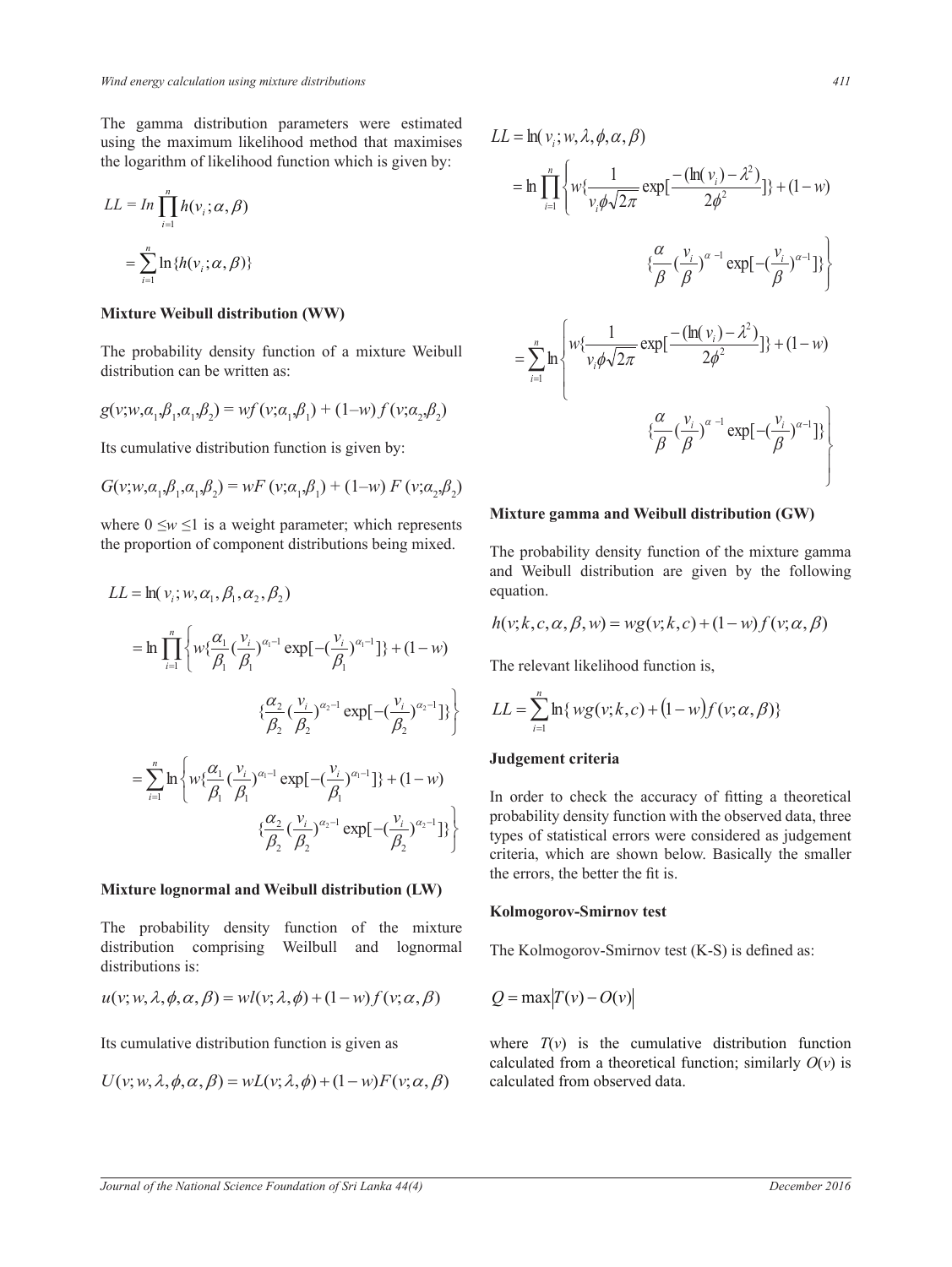The gamma distribution parameters were estimated using the maximum likelihood method that maximises the logarithm of likelihood function which is given by:

$$LL = In \prod_{i=1}^{n} h(v_i;\alpha,\beta)$$

$$= \sum_{i=1}^{n} \ln\{h(v_i;\alpha,\beta)\}$$

**Mixture Weibull distribution (WW)**

The probability density function of a mixture Weibull distribution can be written as:

$$g(v;w,\alpha_1,\beta_1,\alpha_1,\beta_2) = wf(v;\alpha_1,\beta_1) + (1\text{–}w)\,f(v;\alpha_2,\beta_2)$$

Its cumulative distribution function is given by:

$$G(v;w,\alpha_1,\beta_1,\alpha_1,\beta_2) = wF(v;\alpha_1,\beta_1) + (1\text{–}w)\,F(v;\alpha_2,\beta_2)$$

where $0 \leq w \leq 1$ is a weight parameter; which represents the proportion of component distributions being mixed.

$$LL = \ln(v_i; w,\alpha_1,\beta_1,\alpha_2,\beta_2)$$

$$= \ln \prod_{i=1}^{n} \left\{ w\{\frac{\alpha_1}{\beta_1}(\frac{v_i}{\beta_1})^{\alpha_1-1}\exp[-(\frac{v_i}{\beta_1})^{\alpha_1-1}]\} + (1-w) \{\frac{\alpha_2}{\beta_2}(\frac{v_i}{\beta_2})^{\alpha_2-1}\exp[-(\frac{v_i}{\beta_2})^{\alpha_2-1}]\} \right\}$$

$$= \sum_{i=1}^{n} \ln \left\{ w\{\frac{\alpha_1}{\beta_1}(\frac{v_i}{\beta_1})^{\alpha_1-1}\exp[-(\frac{v_i}{\beta_1})^{\alpha_1-1}]\} + (1-w) \{\frac{\alpha_2}{\beta_2}(\frac{v_i}{\beta_2})^{\alpha_2-1}\exp[-(\frac{v_i}{\beta_2})^{\alpha_2-1}]\} \right\}$$

**Mixture lognormal and Weibull distribution (LW)**

The probability density function of the mixture distribution comprising Weibull and lognormal distributions is:

$$u(v;w,\lambda,\phi,\alpha,\beta) = wl(v;\lambda,\phi) + (1-w)f(v;\alpha,\beta)$$

Its cumulative distribution function is given as

$$U(v;w,\lambda,\phi,\alpha,\beta) = wL(v;\lambda,\phi) + (1-w)F(v;\alpha,\beta)$$

$$LL = \ln(v_i; w,\lambda,\phi,\alpha,\beta)$$

$$= \ln \prod_{i=1}^{n} \left\{ w\{\frac{1}{v_i\phi\sqrt{2\pi}}\exp[\frac{-(\ln(v_i)-\lambda^2)}{2\phi^2}]\} + (1-w) \{\frac{\alpha}{\beta}(\frac{v_i}{\beta})^{\alpha-1}\exp[-(\frac{v_i}{\beta})^{\alpha-1}]\} \right\}$$

$$= \sum_{i=1}^{n} \ln \left\{ w\{\frac{1}{v_i\phi\sqrt{2\pi}}\exp[\frac{-(\ln(v_i)-\lambda^2)}{2\phi^2}]\} + (1-w) \{\frac{\alpha}{\beta}(\frac{v_i}{\beta})^{\alpha-1}\exp[-(\frac{v_i}{\beta})^{\alpha-1}]\} \right\}$$

**Mixture gamma and Weibull distribution (GW)**

The probability density function of the mixture gamma and Weibull distribution are given by the following equation.

$$h(v;k,c,\alpha,\beta,w) = wg(v;k,c) + (1-w)f(v;\alpha,\beta)$$

The relevant likelihood function is,

$$LL = \sum_{i=1}^{n} \ln\{ wg(v;k,c) + (1-w)f(v;\alpha,\beta)\}$$

**Judgement criteria**

In order to check the accuracy of fitting a theoretical probability density function with the observed data, three types of statistical errors were considered as judgement criteria, which are shown below. Basically the smaller the errors, the better the fit is.

**Kolmogorov-Smirnov test**

The Kolmogorov-Smirnov test (K-S) is defined as:

$$Q = \max|T(v) - O(v)|$$

where $T(v)$ is the cumulative distribution function calculated from a theoretical function; similarly $O(v)$ is calculated from observed data.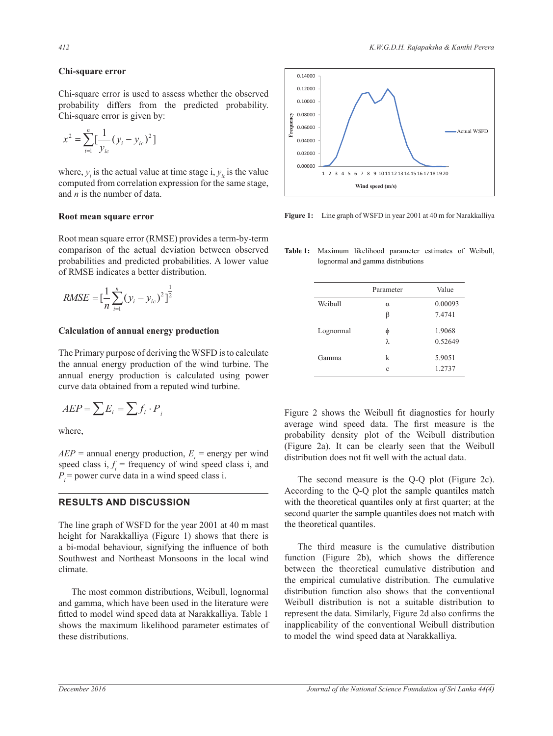### Chi-square error

Chi-square error is used to assess whether the observed probability differs from the predicted probability. Chi-square error is given by:

$$x^2 = \sum_{i=1}^{n} [\frac{1}{y_{ic}}(y_i - y_{ic})^2]$$

where, $y_i$ is the actual value at time stage i, $y_{ic}$ is the value computed from correlation expression for the same stage, and $n$ is the number of data.

### Root mean square error

Root mean square error (RMSE) provides a term-by-term comparison of the actual deviation between observed probabilities and predicted probabilities. A lower value of RMSE indicates a better distribution.

$$RMSE = [\frac{1}{n}\sum_{i=1}^{n}(y_i - y_{ic})^2]^{\frac{1}{2}}$$

### Calculation of annual energy production

The Primary purpose of deriving the WSFD is to calculate the annual energy production of the wind turbine. The annual energy production is calculated using power curve data obtained from a reputed wind turbine.

$$AEP = \sum E_i = \sum f_i \cdot P_i$$

where,

$AEP$ = annual energy production, $E_i$ = energy per wind speed class i, $f_i$ = frequency of wind speed class i, and $P_i$ = power curve data in a wind speed class i.

## RESULTS AND DISCUSSION

The line graph of WSFD for the year 2001 at 40 m mast height for Narakkalliya (Figure 1) shows that there is a bi-modal behaviour, signifying the influence of both Southwest and Northeast Monsoons in the local wind climate.

The most common distributions, Weibull, lognormal and gamma, which have been used in the literature were fitted to model wind speed data at Narakkalliya. Table 1 shows the maximum likelihood parameter estimates of these distributions.

**Figure 1:** Line graph of WSFD in year 2001 at 40 m for Narakkalliya

**Table 1:** Maximum likelihood parameter estimates of Weibull, lognormal and gamma distributions

| | Parameter | Value |
|---|---|---|
| Weibull | α | 0.00093 |
| | β | 7.4741 |
| Lognormal | ϕ | 1.9068 |
| | λ | 0.52649 |
| Gamma | k | 5.9051 |
| | c | 1.2737 |

Figure 2 shows the Weibull fit diagnostics for hourly average wind speed data. The first measure is the probability density plot of the Weibull distribution (Figure 2a). It can be clearly seen that the Weibull distribution does not fit well with the actual data.

The second measure is the Q-Q plot (Figure 2c). According to the Q-Q plot the sample quantiles match with the theoretical quantiles only at first quarter; at the second quarter the sample quantiles does not match with the theoretical quantiles.

The third measure is the cumulative distribution function (Figure 2b), which shows the difference between the theoretical cumulative distribution and the empirical cumulative distribution. The cumulative distribution function also shows that the conventional Weibull distribution is not a suitable distribution to represent the data. Similarly, Figure 2d also confirms the inapplicability of the conventional Weibull distribution to model the wind speed data at Narakkalliya.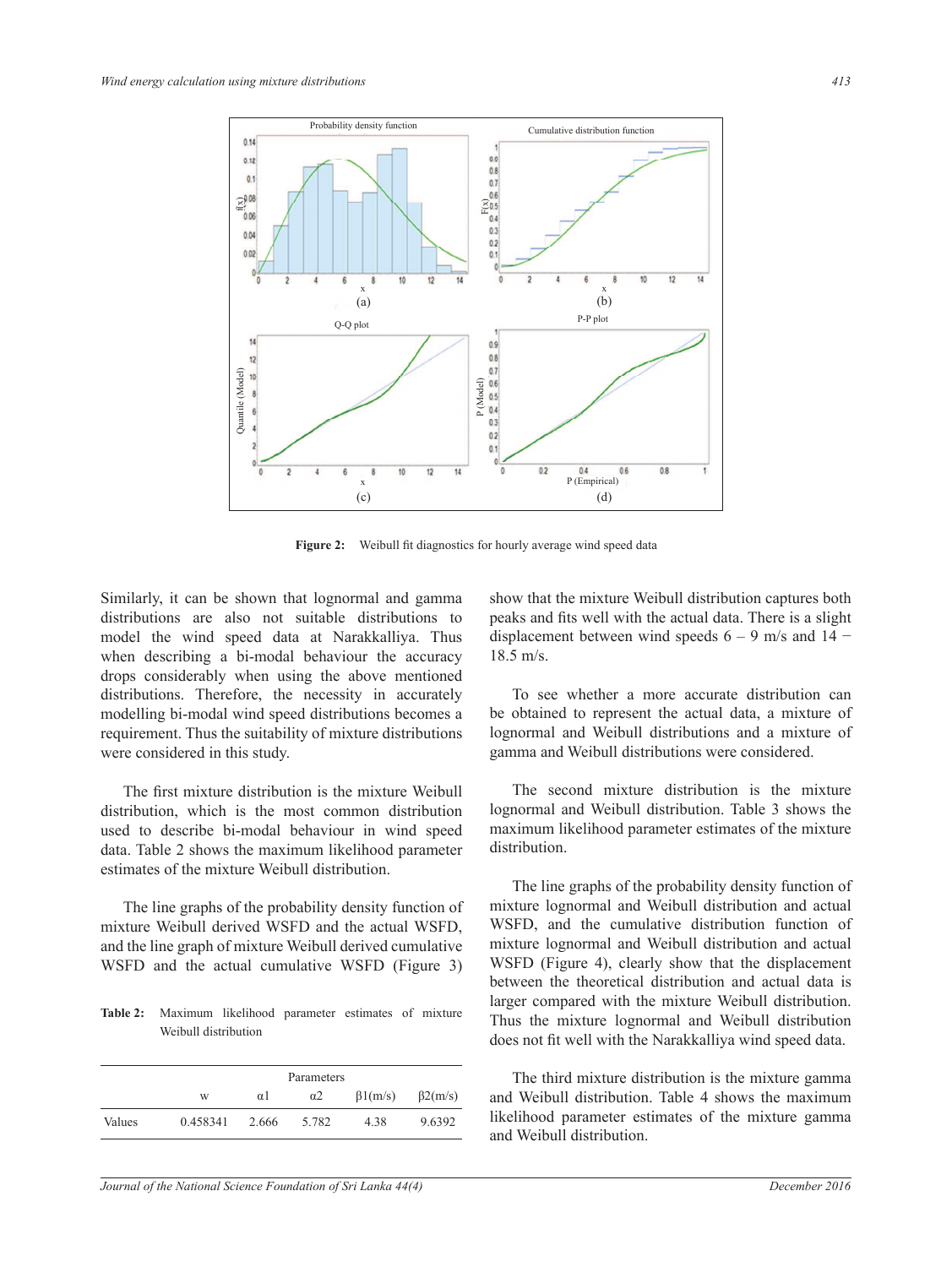Figure 2: Weibull fit diagnostics for hourly average wind speed data

Similarly, it can be shown that lognormal and gamma distributions are also not suitable distributions to model the wind speed data at Narakkalliya. Thus when describing a bi-modal behaviour the accuracy drops considerably when using the above mentioned distributions. Therefore, the necessity in accurately modelling bi-modal wind speed distributions becomes a requirement. Thus the suitability of mixture distributions were considered in this study.

The first mixture distribution is the mixture Weibull distribution, which is the most common distribution used to describe bi-modal behaviour in wind speed data. Table 2 shows the maximum likelihood parameter estimates of the mixture Weibull distribution.

The line graphs of the probability density function of mixture Weibull derived WSFD and the actual WSFD, and the line graph of mixture Weibull derived cumulative WSFD and the actual cumulative WSFD (Figure 3)

**Table 2:** Maximum likelihood parameter estimates of mixture Weibull distribution

| | Parameters | | | | |
|---|---|---|---|---|---|
| | w | α1 | α2 | β1(m/s) | β2(m/s) |
| Values | 0.458341 | 2.666 | 5.782 | 4.38 | 9.6392 |

show that the mixture Weibull distribution captures both peaks and fits well with the actual data. There is a slight displacement between wind speeds 6 – 9 m/s and 14 − 18.5 m/s.

To see whether a more accurate distribution can be obtained to represent the actual data, a mixture of lognormal and Weibull distributions and a mixture of gamma and Weibull distributions were considered.

The second mixture distribution is the mixture lognormal and Weibull distribution. Table 3 shows the maximum likelihood parameter estimates of the mixture distribution.

The line graphs of the probability density function of mixture lognormal and Weibull distribution and actual WSFD, and the cumulative distribution function of mixture lognormal and Weibull distribution and actual WSFD (Figure 4), clearly show that the displacement between the theoretical distribution and actual data is larger compared with the mixture Weibull distribution. Thus the mixture lognormal and Weibull distribution does not fit well with the Narakkalliya wind speed data.

The third mixture distribution is the mixture gamma and Weibull distribution. Table 4 shows the maximum likelihood parameter estimates of the mixture gamma and Weibull distribution.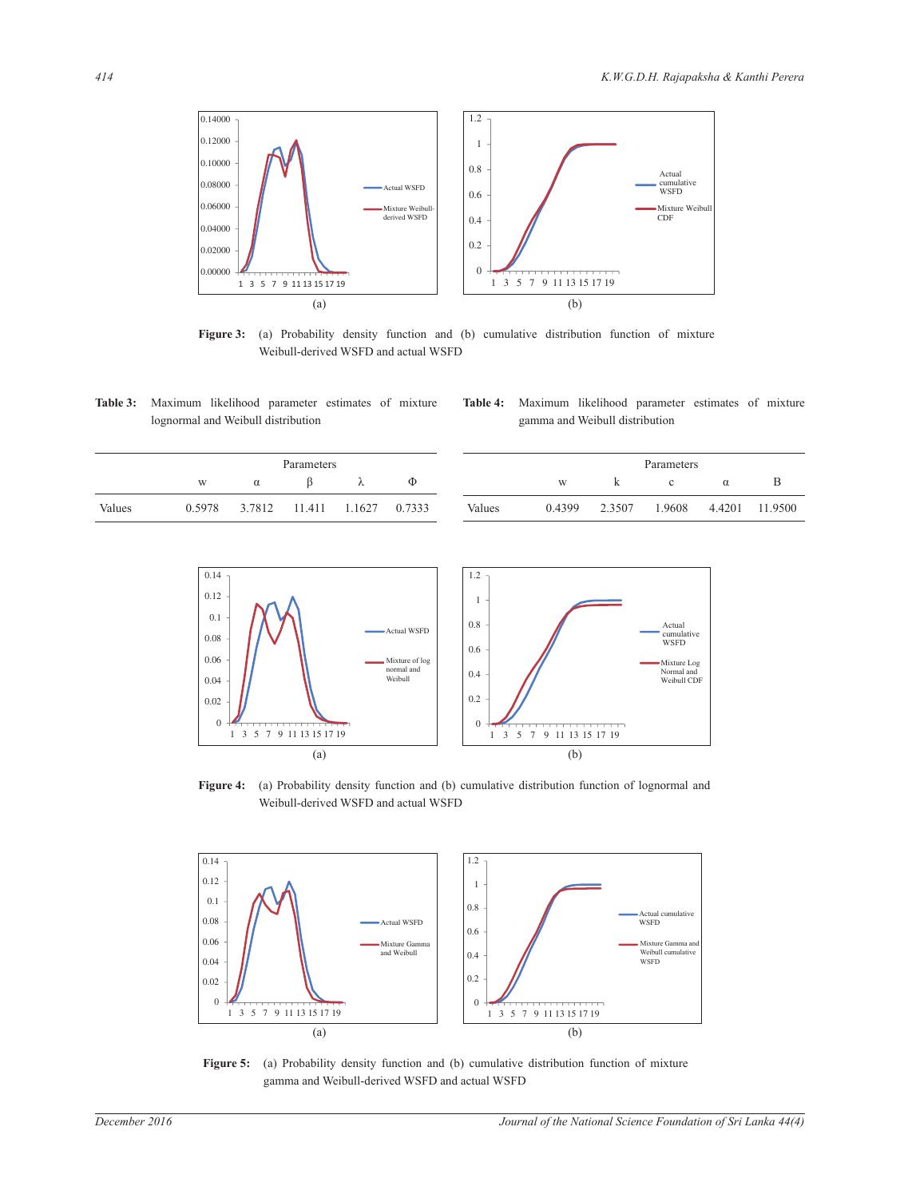Figure 3: (a) Probability density function and (b) cumulative distribution function of mixture Weibull-derived WSFD and actual WSFD

Table 3: Maximum likelihood parameter estimates of mixture lognormal and Weibull distribution

| | Parameters | | | | |
|---|---|---|---|---|---|
| | w | α | β | λ | Φ |
| Values | 0.5978 | 3.7812 | 11.411 | 1.1627 | 0.7333 |

Table 4: Maximum likelihood parameter estimates of mixture gamma and Weibull distribution

| | Parameters | | | | |
|---|---|---|---|---|---|
| | w | k | c | α | B |
| Values | 0.4399 | 2.3507 | 1.9608 | 4.4201 | 11.9500 |

Figure 4: (a) Probability density function and (b) cumulative distribution function of lognormal and Weibull-derived WSFD and actual WSFD

Figure 5: (a) Probability density function and (b) cumulative distribution function of mixture gamma and Weibull-derived WSFD and actual WSFD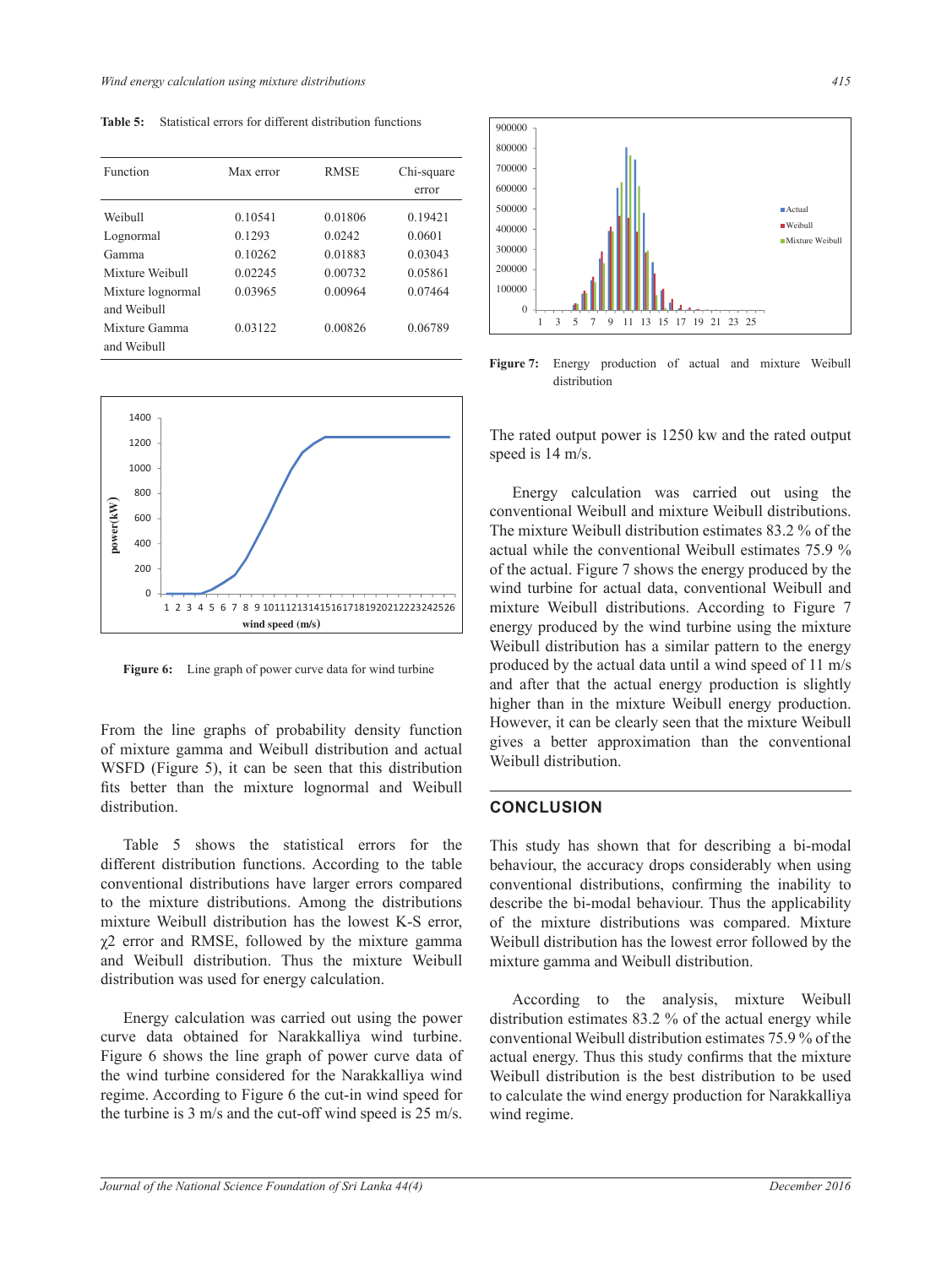**Table 5:** Statistical errors for different distribution functions

| Function | Max error | RMSE | Chi-square error |
|---|---|---|---|
| Weibull | 0.10541 | 0.01806 | 0.19421 |
| Lognormal | 0.1293 | 0.0242 | 0.0601 |
| Gamma | 0.10262 | 0.01883 | 0.03043 |
| Mixture Weibull | 0.02245 | 0.00732 | 0.05861 |
| Mixture lognormal and Weibull | 0.03965 | 0.00964 | 0.07464 |
| Mixture Gamma and Weibull | 0.03122 | 0.00826 | 0.06789 |

**Figure 6:** Line graph of power curve data for wind turbine

From the line graphs of probability density function of mixture gamma and Weibull distribution and actual WSFD (Figure 5), it can be seen that this distribution fits better than the mixture lognormal and Weibull distribution.

Table 5 shows the statistical errors for the different distribution functions. According to the table conventional distributions have larger errors compared to the mixture distributions. Among the distributions mixture Weibull distribution has the lowest K-S error, $\chi 2$ error and RMSE, followed by the mixture gamma and Weibull distribution. Thus the mixture Weibull distribution was used for energy calculation.

Energy calculation was carried out using the power curve data obtained for Narakkalliya wind turbine. Figure 6 shows the line graph of power curve data of the wind turbine considered for the Narakkalliya wind regime. According to Figure 6 the cut-in wind speed for the turbine is 3 m/s and the cut-off wind speed is 25 m/s.

**Figure 7:** Energy production of actual and mixture Weibull distribution

The rated output power is 1250 kw and the rated output speed is 14 m/s.

Energy calculation was carried out using the conventional Weibull and mixture Weibull distributions. The mixture Weibull distribution estimates 83.2 % of the actual while the conventional Weibull estimates 75.9 % of the actual. Figure 7 shows the energy produced by the wind turbine for actual data, conventional Weibull and mixture Weibull distributions. According to Figure 7 energy produced by the wind turbine using the mixture Weibull distribution has a similar pattern to the energy produced by the actual data until a wind speed of 11 m/s and after that the actual energy production is slightly higher than in the mixture Weibull energy production. However, it can be clearly seen that the mixture Weibull gives a better approximation than the conventional Weibull distribution.

## CONCLUSION

This study has shown that for describing a bi-modal behaviour, the accuracy drops considerably when using conventional distributions, confirming the inability to describe the bi-modal behaviour. Thus the applicability of the mixture distributions was compared. Mixture Weibull distribution has the lowest error followed by the mixture gamma and Weibull distribution.

According to the analysis, mixture Weibull distribution estimates 83.2 % of the actual energy while conventional Weibull distribution estimates 75.9 % of the actual energy. Thus this study confirms that the mixture Weibull distribution is the best distribution to be used to calculate the wind energy production for Narakkalliya wind regime.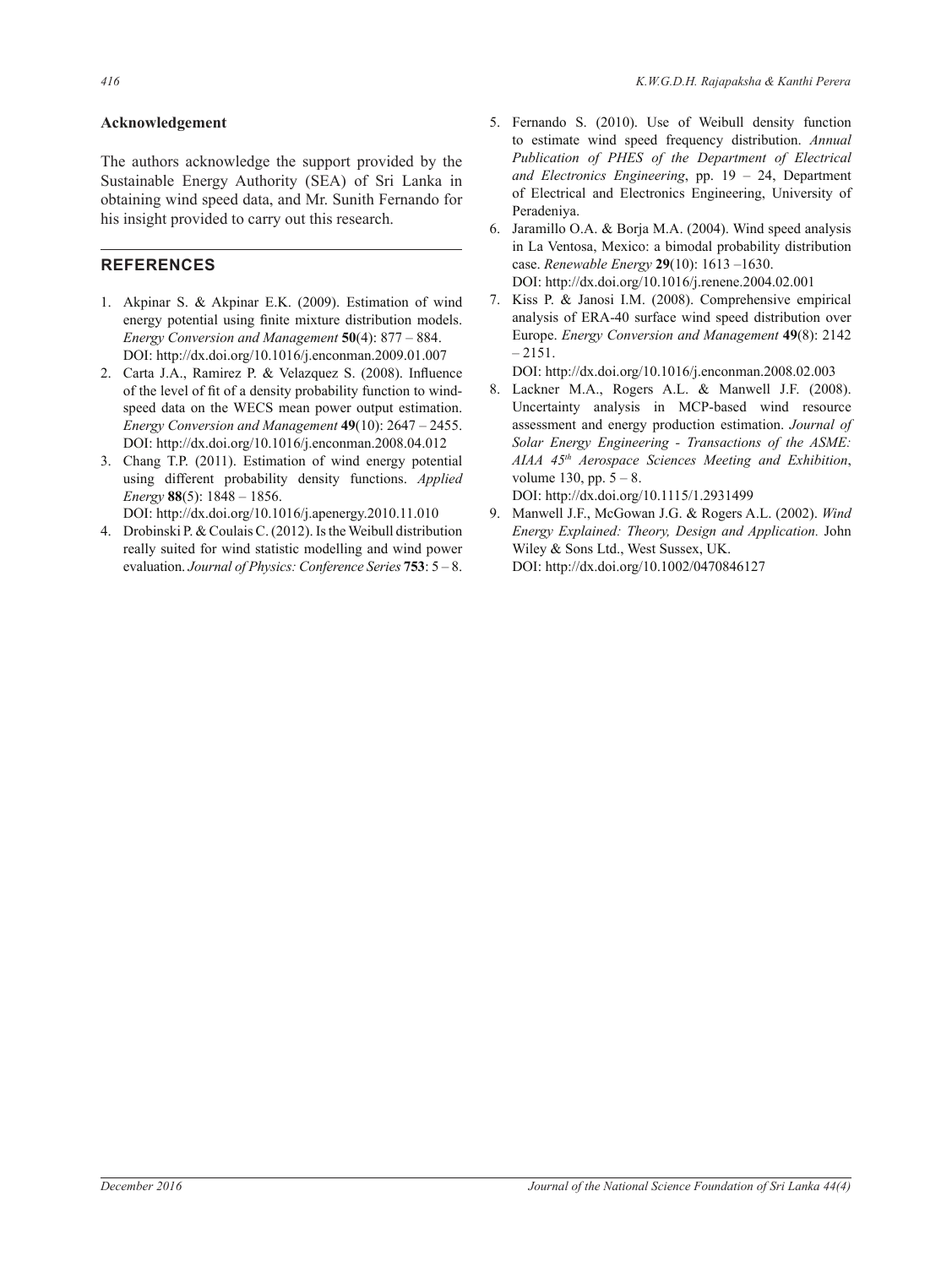## Acknowledgement

The authors acknowledge the support provided by the Sustainable Energy Authority (SEA) of Sri Lanka in obtaining wind speed data, and Mr. Sunith Fernando for his insight provided to carry out this research.

## REFERENCES

1. Akpinar S. & Akpinar E.K. (2009). Estimation of wind energy potential using finite mixture distribution models. *Energy Conversion and Management* **50**(4): 877 – 884. DOI: http://dx.doi.org/10.1016/j.enconman.2009.01.007
2. Carta J.A., Ramirez P. & Velazquez S. (2008). Influence of the level of fit of a density probability function to wind-speed data on the WECS mean power output estimation. *Energy Conversion and Management* **49**(10): 2647 – 2455. DOI: http://dx.doi.org/10.1016/j.enconman.2008.04.012
3. Chang T.P. (2011). Estimation of wind energy potential using different probability density functions. *Applied Energy* **88**(5): 1848 – 1856. DOI: http://dx.doi.org/10.1016/j.apenergy.2010.11.010
4. Drobinski P. & Coulais C. (2012). Is the Weibull distribution really suited for wind statistic modelling and wind power evaluation. *Journal of Physics: Conference Series* **753**: 5 – 8.
5. Fernando S. (2010). Use of Weibull density function to estimate wind speed frequency distribution. *Annual Publication of PHES of the Department of Electrical and Electronics Engineering*, pp. 19 – 24, Department of Electrical and Electronics Engineering, University of Peradeniya.
6. Jaramillo O.A. & Borja M.A. (2004). Wind speed analysis in La Ventosa, Mexico: a bimodal probability distribution case. *Renewable Energy* **29**(10): 1613 –1630. DOI: http://dx.doi.org/10.1016/j.renene.2004.02.001
7. Kiss P. & Janosi I.M. (2008). Comprehensive empirical analysis of ERA-40 surface wind speed distribution over Europe. *Energy Conversion and Management* **49**(8): 2142 – 2151. DOI: http://dx.doi.org/10.1016/j.enconman.2008.02.003
8. Lackner M.A., Rogers A.L. & Manwell J.F. (2008). Uncertainty analysis in MCP-based wind resource assessment and energy production estimation. *Journal of Solar Energy Engineering - Transactions of the ASME: AIAA 45th Aerospace Sciences Meeting and Exhibition*, volume 130, pp. 5 – 8. DOI: http://dx.doi.org/10.1115/1.2931499
9. Manwell J.F., McGowan J.G. & Rogers A.L. (2002). *Wind Energy Explained: Theory, Design and Application.* John Wiley & Sons Ltd., West Sussex, UK. DOI: http://dx.doi.org/10.1002/0470846127